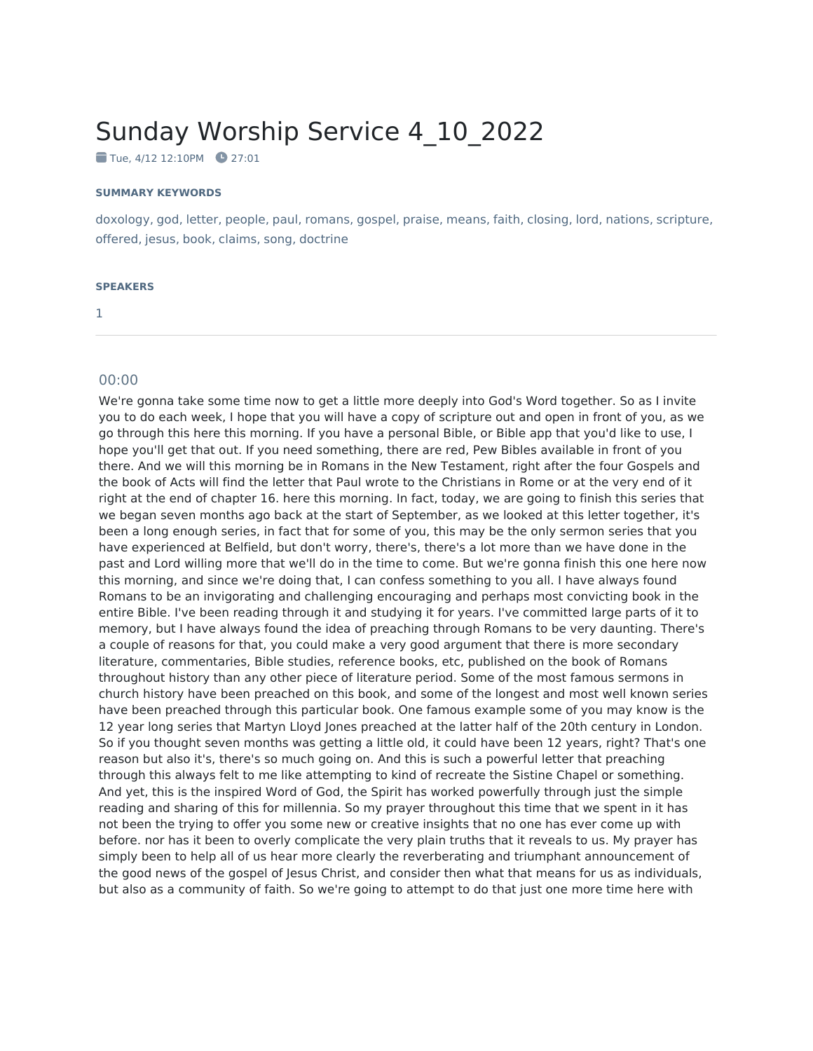# Sunday Worship Service 4_10_2022

Tue, 4/12 12:10PM 27:01

**SUMMARY KEYWORDS**

doxology, god, letter, people, paul, romans, gospel, praise, means, faith, closing, lord, nations, scripture, offered, jesus, book, claims, song, doctrine

**SPEAKERS**

1

---

00:00

We're gonna take some time now to get a little more deeply into God's Word together. So as I invite you to do each week, I hope that you will have a copy of scripture out and open in front of you, as we go through this here this morning. If you have a personal Bible, or Bible app that you'd like to use, I hope you'll get that out. If you need something, there are red, Pew Bibles available in front of you there. And we will this morning be in Romans in the New Testament, right after the four Gospels and the book of Acts will find the letter that Paul wrote to the Christians in Rome or at the very end of it right at the end of chapter 16. here this morning. In fact, today, we are going to finish this series that we began seven months ago back at the start of September, as we looked at this letter together, it's been a long enough series, in fact that for some of you, this may be the only sermon series that you have experienced at Belfield, but don't worry, there's, there's a lot more than we have done in the past and Lord willing more that we'll do in the time to come. But we're gonna finish this one here now this morning, and since we're doing that, I can confess something to you all. I have always found Romans to be an invigorating and challenging encouraging and perhaps most convicting book in the entire Bible. I've been reading through it and studying it for years. I've committed large parts of it to memory, but I have always found the idea of preaching through Romans to be very daunting. There's a couple of reasons for that, you could make a very good argument that there is more secondary literature, commentaries, Bible studies, reference books, etc, published on the book of Romans throughout history than any other piece of literature period. Some of the most famous sermons in church history have been preached on this book, and some of the longest and most well known series have been preached through this particular book. One famous example some of you may know is the 12 year long series that Martyn Lloyd Jones preached at the latter half of the 20th century in London. So if you thought seven months was getting a little old, it could have been 12 years, right? That's one reason but also it's, there's so much going on. And this is such a powerful letter that preaching through this always felt to me like attempting to kind of recreate the Sistine Chapel or something. And yet, this is the inspired Word of God, the Spirit has worked powerfully through just the simple reading and sharing of this for millennia. So my prayer throughout this time that we spent in it has not been the trying to offer you some new or creative insights that no one has ever come up with before. nor has it been to overly complicate the very plain truths that it reveals to us. My prayer has simply been to help all of us hear more clearly the reverberating and triumphant announcement of the good news of the gospel of Jesus Christ, and consider then what that means for us as individuals, but also as a community of faith. So we're going to attempt to do that just one more time here with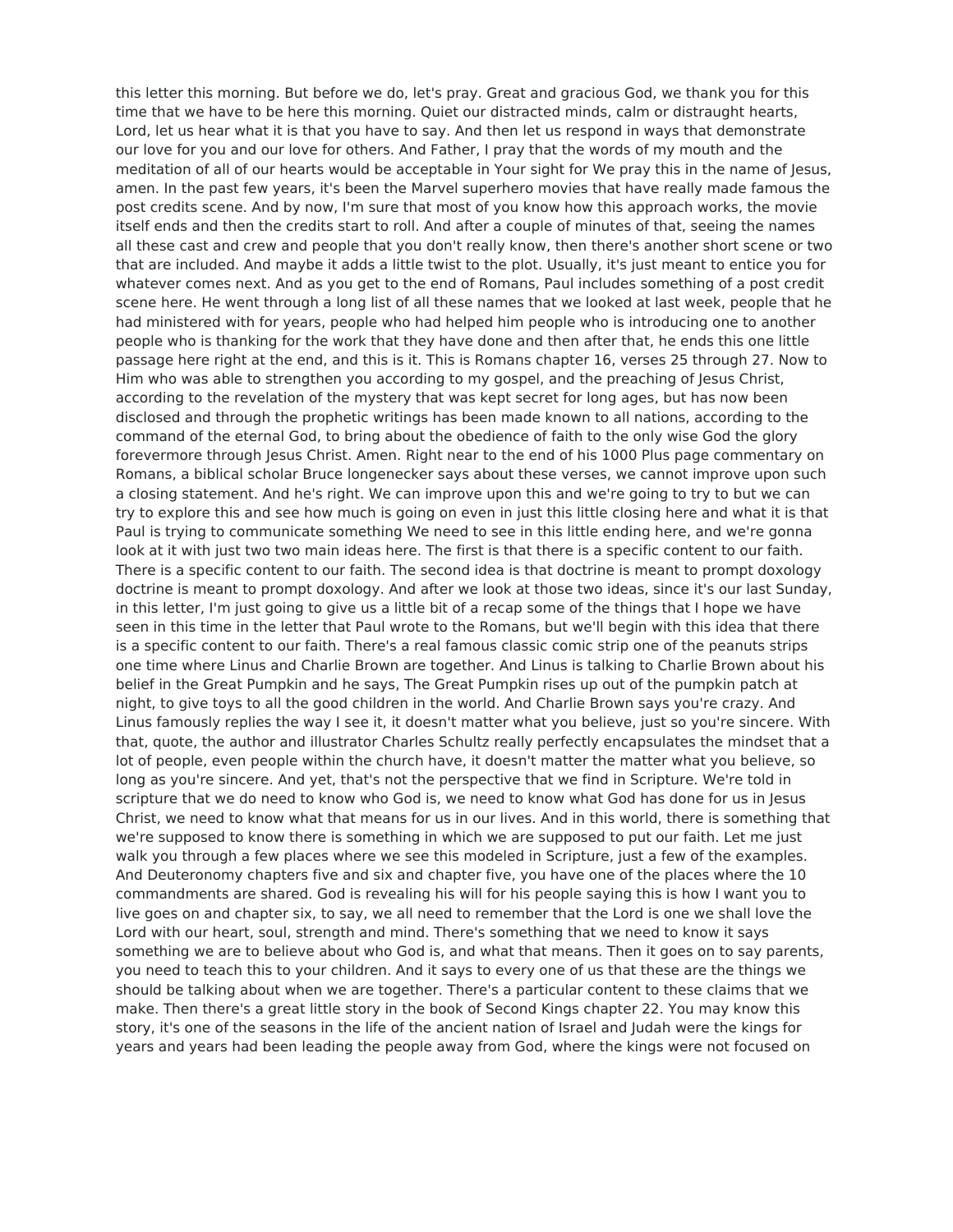this letter this morning. But before we do, let's pray. Great and gracious God, we thank you for this time that we have to be here this morning. Quiet our distracted minds, calm or distraught hearts, Lord, let us hear what it is that you have to say. And then let us respond in ways that demonstrate our love for you and our love for others. And Father, I pray that the words of my mouth and the meditation of all of our hearts would be acceptable in Your sight for We pray this in the name of Jesus, amen. In the past few years, it's been the Marvel superhero movies that have really made famous the post credits scene. And by now, I'm sure that most of you know how this approach works, the movie itself ends and then the credits start to roll. And after a couple of minutes of that, seeing the names all these cast and crew and people that you don't really know, then there's another short scene or two that are included. And maybe it adds a little twist to the plot. Usually, it's just meant to entice you for whatever comes next. And as you get to the end of Romans, Paul includes something of a post credit scene here. He went through a long list of all these names that we looked at last week, people that he had ministered with for years, people who had helped him people who is introducing one to another people who is thanking for the work that they have done and then after that, he ends this one little passage here right at the end, and this is it. This is Romans chapter 16, verses 25 through 27. Now to Him who was able to strengthen you according to my gospel, and the preaching of Jesus Christ, according to the revelation of the mystery that was kept secret for long ages, but has now been disclosed and through the prophetic writings has been made known to all nations, according to the command of the eternal God, to bring about the obedience of faith to the only wise God the glory forevermore through Jesus Christ. Amen. Right near to the end of his 1000 Plus page commentary on Romans, a biblical scholar Bruce longenecker says about these verses, we cannot improve upon such a closing statement. And he's right. We can improve upon this and we're going to try to but we can try to explore this and see how much is going on even in just this little closing here and what it is that Paul is trying to communicate something We need to see in this little ending here, and we're gonna look at it with just two two main ideas here. The first is that there is a specific content to our faith. There is a specific content to our faith. The second idea is that doctrine is meant to prompt doxology doctrine is meant to prompt doxology. And after we look at those two ideas, since it's our last Sunday, in this letter, I'm just going to give us a little bit of a recap some of the things that I hope we have seen in this time in the letter that Paul wrote to the Romans, but we'll begin with this idea that there is a specific content to our faith. There's a real famous classic comic strip one of the peanuts strips one time where Linus and Charlie Brown are together. And Linus is talking to Charlie Brown about his belief in the Great Pumpkin and he says, The Great Pumpkin rises up out of the pumpkin patch at night, to give toys to all the good children in the world. And Charlie Brown says you're crazy. And Linus famously replies the way I see it, it doesn't matter what you believe, just so you're sincere. With that, quote, the author and illustrator Charles Schultz really perfectly encapsulates the mindset that a lot of people, even people within the church have, it doesn't matter the matter what you believe, so long as you're sincere. And yet, that's not the perspective that we find in Scripture. We're told in scripture that we do need to know who God is, we need to know what God has done for us in Jesus Christ, we need to know what that means for us in our lives. And in this world, there is something that we're supposed to know there is something in which we are supposed to put our faith. Let me just walk you through a few places where we see this modeled in Scripture, just a few of the examples. And Deuteronomy chapters five and six and chapter five, you have one of the places where the 10 commandments are shared. God is revealing his will for his people saying this is how I want you to live goes on and chapter six, to say, we all need to remember that the Lord is one we shall love the Lord with our heart, soul, strength and mind. There's something that we need to know it says something we are to believe about who God is, and what that means. Then it goes on to say parents, you need to teach this to your children. And it says to every one of us that these are the things we should be talking about when we are together. There's a particular content to these claims that we make. Then there's a great little story in the book of Second Kings chapter 22. You may know this story, it's one of the seasons in the life of the ancient nation of Israel and Judah were the kings for years and years had been leading the people away from God, where the kings were not focused on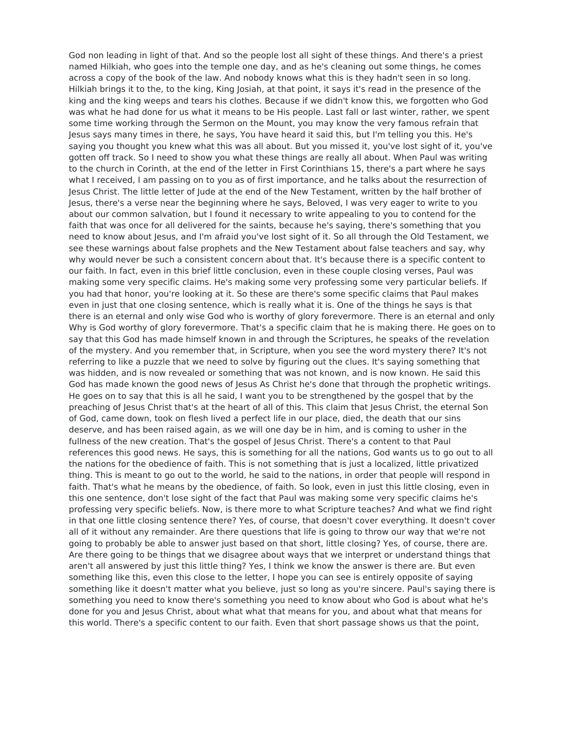God non leading in light of that. And so the people lost all sight of these things. And there's a priest named Hilkiah, who goes into the temple one day, and as he's cleaning out some things, he comes across a copy of the book of the law. And nobody knows what this is they hadn't seen in so long. Hilkiah brings it to the, to the king, King Josiah, at that point, it says it's read in the presence of the king and the king weeps and tears his clothes. Because if we didn't know this, we forgotten who God was what he had done for us what it means to be His people. Last fall or last winter, rather, we spent some time working through the Sermon on the Mount, you may know the very famous refrain that Jesus says many times in there, he says, You have heard it said this, but I'm telling you this. He's saying you thought you knew what this was all about. But you missed it, you've lost sight of it, you've gotten off track. So I need to show you what these things are really all about. When Paul was writing to the church in Corinth, at the end of the letter in First Corinthians 15, there's a part where he says what I received, I am passing on to you as of first importance, and he talks about the resurrection of Jesus Christ. The little letter of Jude at the end of the New Testament, written by the half brother of Jesus, there's a verse near the beginning where he says, Beloved, I was very eager to write to you about our common salvation, but I found it necessary to write appealing to you to contend for the faith that was once for all delivered for the saints, because he's saying, there's something that you need to know about Jesus, and I'm afraid you've lost sight of it. So all through the Old Testament, we see these warnings about false prophets and the New Testament about false teachers and say, why why would never be such a consistent concern about that. It's because there is a specific content to our faith. In fact, even in this brief little conclusion, even in these couple closing verses, Paul was making some very specific claims. He's making some very professing some very particular beliefs. If you had that honor, you're looking at it. So these are there's some specific claims that Paul makes even in just that one closing sentence, which is really what it is. One of the things he says is that there is an eternal and only wise God who is worthy of glory forevermore. There is an eternal and only Why is God worthy of glory forevermore. That's a specific claim that he is making there. He goes on to say that this God has made himself known in and through the Scriptures, he speaks of the revelation of the mystery. And you remember that, in Scripture, when you see the word mystery there? It's not referring to like a puzzle that we need to solve by figuring out the clues. It's saying something that was hidden, and is now revealed or something that was not known, and is now known. He said this God has made known the good news of Jesus As Christ he's done that through the prophetic writings. He goes on to say that this is all he said, I want you to be strengthened by the gospel that by the preaching of Jesus Christ that's at the heart of all of this. This claim that Jesus Christ, the eternal Son of God, came down, took on flesh lived a perfect life in our place, died, the death that our sins deserve, and has been raised again, as we will one day be in him, and is coming to usher in the fullness of the new creation. That's the gospel of Jesus Christ. There's a content to that Paul references this good news. He says, this is something for all the nations, God wants us to go out to all the nations for the obedience of faith. This is not something that is just a localized, little privatized thing. This is meant to go out to the world, he said to the nations, in order that people will respond in faith. That's what he means by the obedience, of faith. So look, even in just this little closing, even in this one sentence, don't lose sight of the fact that Paul was making some very specific claims he's professing very specific beliefs. Now, is there more to what Scripture teaches? And what we find right in that one little closing sentence there? Yes, of course, that doesn't cover everything. It doesn't cover all of it without any remainder. Are there questions that life is going to throw our way that we're not going to probably be able to answer just based on that short, little closing? Yes, of course, there are. Are there going to be things that we disagree about ways that we interpret or understand things that aren't all answered by just this little thing? Yes, I think we know the answer is there are. But even something like this, even this close to the letter, I hope you can see is entirely opposite of saying something like it doesn't matter what you believe, just so long as you're sincere. Paul's saying there is something you need to know there's something you need to know about who God is about what he's done for you and Jesus Christ, about what what that means for you, and about what that means for this world. There's a specific content to our faith. Even that short passage shows us that the point,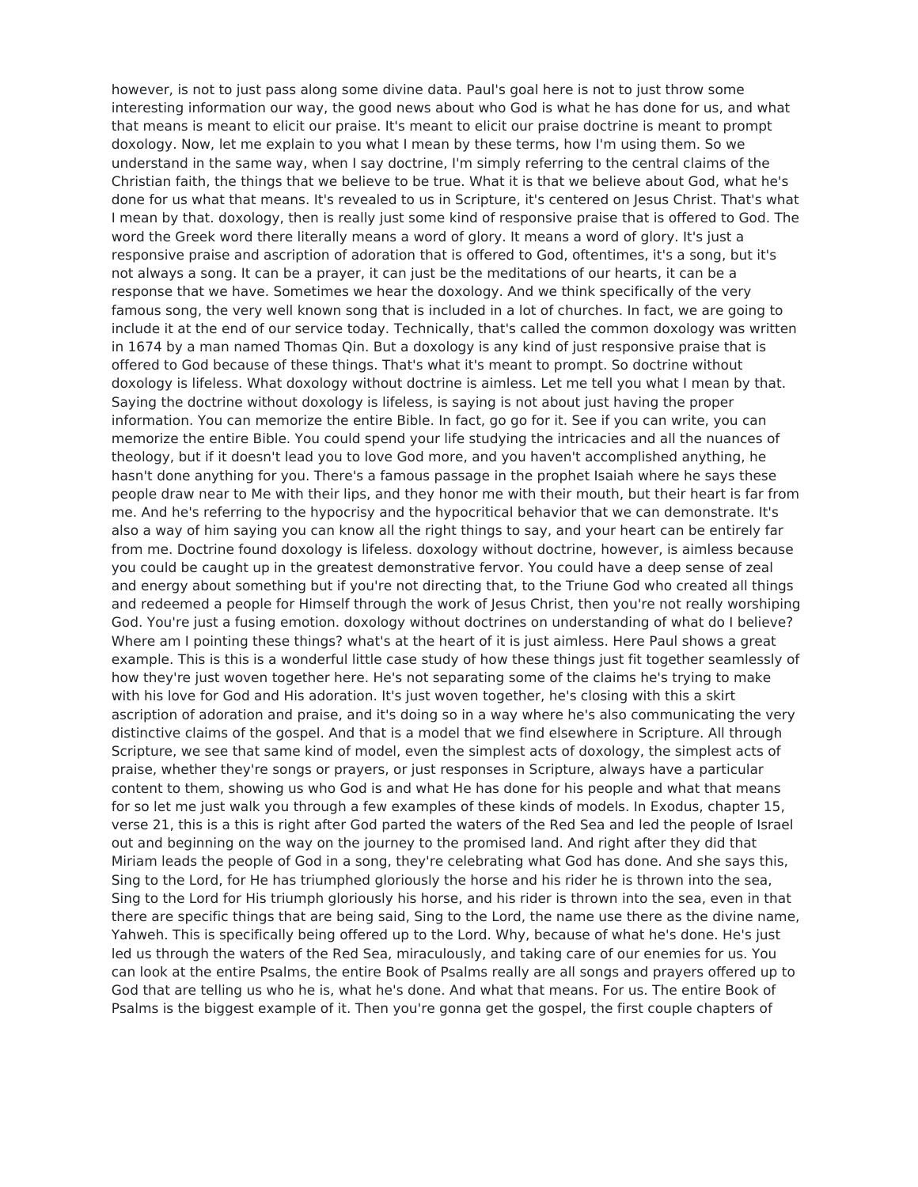however, is not to just pass along some divine data. Paul's goal here is not to just throw some interesting information our way, the good news about who God is what he has done for us, and what that means is meant to elicit our praise. It's meant to elicit our praise doctrine is meant to prompt doxology. Now, let me explain to you what I mean by these terms, how I'm using them. So we understand in the same way, when I say doctrine, I'm simply referring to the central claims of the Christian faith, the things that we believe to be true. What it is that we believe about God, what he's done for us what that means. It's revealed to us in Scripture, it's centered on Jesus Christ. That's what I mean by that. doxology, then is really just some kind of responsive praise that is offered to God. The word the Greek word there literally means a word of glory. It means a word of glory. It's just a responsive praise and ascription of adoration that is offered to God, oftentimes, it's a song, but it's not always a song. It can be a prayer, it can just be the meditations of our hearts, it can be a response that we have. Sometimes we hear the doxology. And we think specifically of the very famous song, the very well known song that is included in a lot of churches. In fact, we are going to include it at the end of our service today. Technically, that's called the common doxology was written in 1674 by a man named Thomas Qin. But a doxology is any kind of just responsive praise that is offered to God because of these things. That's what it's meant to prompt. So doctrine without doxology is lifeless. What doxology without doctrine is aimless. Let me tell you what I mean by that. Saying the doctrine without doxology is lifeless, is saying is not about just having the proper information. You can memorize the entire Bible. In fact, go go for it. See if you can write, you can memorize the entire Bible. You could spend your life studying the intricacies and all the nuances of theology, but if it doesn't lead you to love God more, and you haven't accomplished anything, he hasn't done anything for you. There's a famous passage in the prophet Isaiah where he says these people draw near to Me with their lips, and they honor me with their mouth, but their heart is far from me. And he's referring to the hypocrisy and the hypocritical behavior that we can demonstrate. It's also a way of him saying you can know all the right things to say, and your heart can be entirely far from me. Doctrine found doxology is lifeless. doxology without doctrine, however, is aimless because you could be caught up in the greatest demonstrative fervor. You could have a deep sense of zeal and energy about something but if you're not directing that, to the Triune God who created all things and redeemed a people for Himself through the work of Jesus Christ, then you're not really worshiping God. You're just a fusing emotion. doxology without doctrines on understanding of what do I believe? Where am I pointing these things? what's at the heart of it is just aimless. Here Paul shows a great example. This is this is a wonderful little case study of how these things just fit together seamlessly of how they're just woven together here. He's not separating some of the claims he's trying to make with his love for God and His adoration. It's just woven together, he's closing with this a skirt ascription of adoration and praise, and it's doing so in a way where he's also communicating the very distinctive claims of the gospel. And that is a model that we find elsewhere in Scripture. All through Scripture, we see that same kind of model, even the simplest acts of doxology, the simplest acts of praise, whether they're songs or prayers, or just responses in Scripture, always have a particular content to them, showing us who God is and what He has done for his people and what that means for so let me just walk you through a few examples of these kinds of models. In Exodus, chapter 15, verse 21, this is a this is right after God parted the waters of the Red Sea and led the people of Israel out and beginning on the way on the journey to the promised land. And right after they did that Miriam leads the people of God in a song, they're celebrating what God has done. And she says this, Sing to the Lord, for He has triumphed gloriously the horse and his rider he is thrown into the sea, Sing to the Lord for His triumph gloriously his horse, and his rider is thrown into the sea, even in that there are specific things that are being said, Sing to the Lord, the name use there as the divine name, Yahweh. This is specifically being offered up to the Lord. Why, because of what he's done. He's just led us through the waters of the Red Sea, miraculously, and taking care of our enemies for us. You can look at the entire Psalms, the entire Book of Psalms really are all songs and prayers offered up to God that are telling us who he is, what he's done. And what that means. For us. The entire Book of Psalms is the biggest example of it. Then you're gonna get the gospel, the first couple chapters of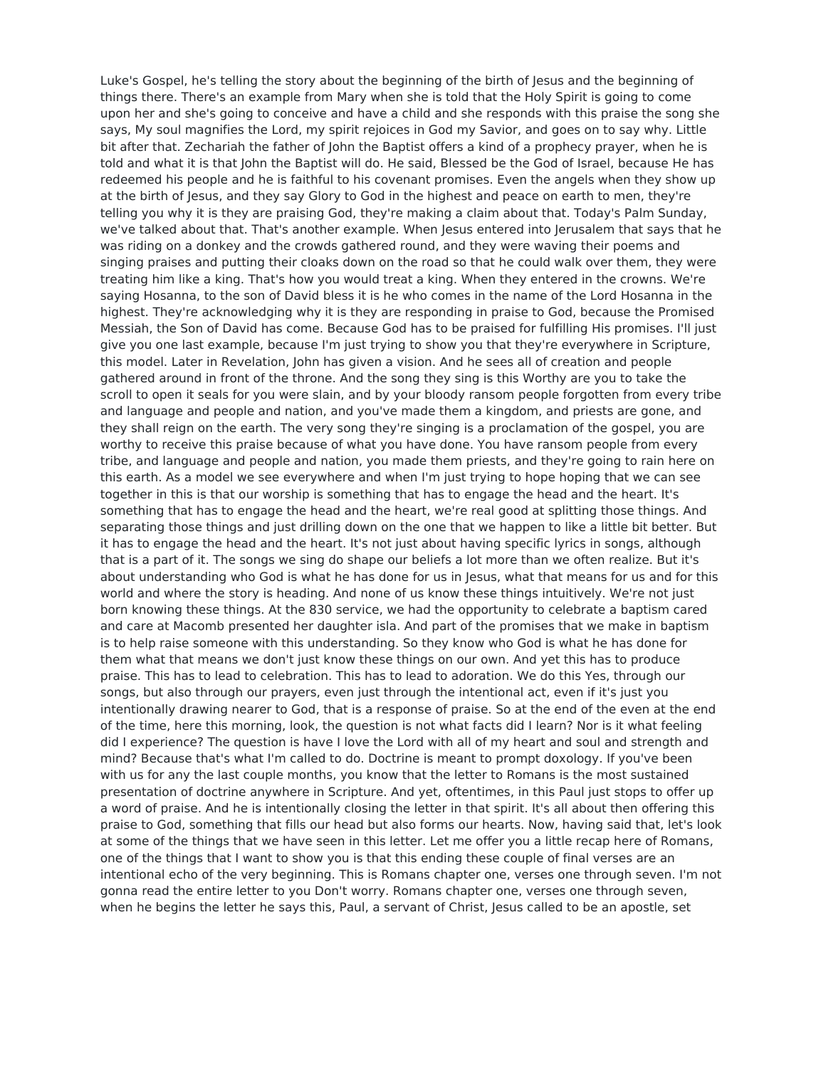Luke's Gospel, he's telling the story about the beginning of the birth of Jesus and the beginning of things there. There's an example from Mary when she is told that the Holy Spirit is going to come upon her and she's going to conceive and have a child and she responds with this praise the song she says, My soul magnifies the Lord, my spirit rejoices in God my Savior, and goes on to say why. Little bit after that. Zechariah the father of John the Baptist offers a kind of a prophecy prayer, when he is told and what it is that John the Baptist will do. He said, Blessed be the God of Israel, because He has redeemed his people and he is faithful to his covenant promises. Even the angels when they show up at the birth of Jesus, and they say Glory to God in the highest and peace on earth to men, they're telling you why it is they are praising God, they're making a claim about that. Today's Palm Sunday, we've talked about that. That's another example. When Jesus entered into Jerusalem that says that he was riding on a donkey and the crowds gathered round, and they were waving their poems and singing praises and putting their cloaks down on the road so that he could walk over them, they were treating him like a king. That's how you would treat a king. When they entered in the crowns. We're saying Hosanna, to the son of David bless it is he who comes in the name of the Lord Hosanna in the highest. They're acknowledging why it is they are responding in praise to God, because the Promised Messiah, the Son of David has come. Because God has to be praised for fulfilling His promises. I'll just give you one last example, because I'm just trying to show you that they're everywhere in Scripture, this model. Later in Revelation, John has given a vision. And he sees all of creation and people gathered around in front of the throne. And the song they sing is this Worthy are you to take the scroll to open it seals for you were slain, and by your bloody ransom people forgotten from every tribe and language and people and nation, and you've made them a kingdom, and priests are gone, and they shall reign on the earth. The very song they're singing is a proclamation of the gospel, you are worthy to receive this praise because of what you have done. You have ransom people from every tribe, and language and people and nation, you made them priests, and they're going to rain here on this earth. As a model we see everywhere and when I'm just trying to hope hoping that we can see together in this is that our worship is something that has to engage the head and the heart. It's something that has to engage the head and the heart, we're real good at splitting those things. And separating those things and just drilling down on the one that we happen to like a little bit better. But it has to engage the head and the heart. It's not just about having specific lyrics in songs, although that is a part of it. The songs we sing do shape our beliefs a lot more than we often realize. But it's about understanding who God is what he has done for us in Jesus, what that means for us and for this world and where the story is heading. And none of us know these things intuitively. We're not just born knowing these things. At the 830 service, we had the opportunity to celebrate a baptism cared and care at Macomb presented her daughter isla. And part of the promises that we make in baptism is to help raise someone with this understanding. So they know who God is what he has done for them what that means we don't just know these things on our own. And yet this has to produce praise. This has to lead to celebration. This has to lead to adoration. We do this Yes, through our songs, but also through our prayers, even just through the intentional act, even if it's just you intentionally drawing nearer to God, that is a response of praise. So at the end of the even at the end of the time, here this morning, look, the question is not what facts did I learn? Nor is it what feeling did I experience? The question is have I love the Lord with all of my heart and soul and strength and mind? Because that's what I'm called to do. Doctrine is meant to prompt doxology. If you've been with us for any the last couple months, you know that the letter to Romans is the most sustained presentation of doctrine anywhere in Scripture. And yet, oftentimes, in this Paul just stops to offer up a word of praise. And he is intentionally closing the letter in that spirit. It's all about then offering this praise to God, something that fills our head but also forms our hearts. Now, having said that, let's look at some of the things that we have seen in this letter. Let me offer you a little recap here of Romans, one of the things that I want to show you is that this ending these couple of final verses are an intentional echo of the very beginning. This is Romans chapter one, verses one through seven. I'm not gonna read the entire letter to you Don't worry. Romans chapter one, verses one through seven, when he begins the letter he says this, Paul, a servant of Christ, Jesus called to be an apostle, set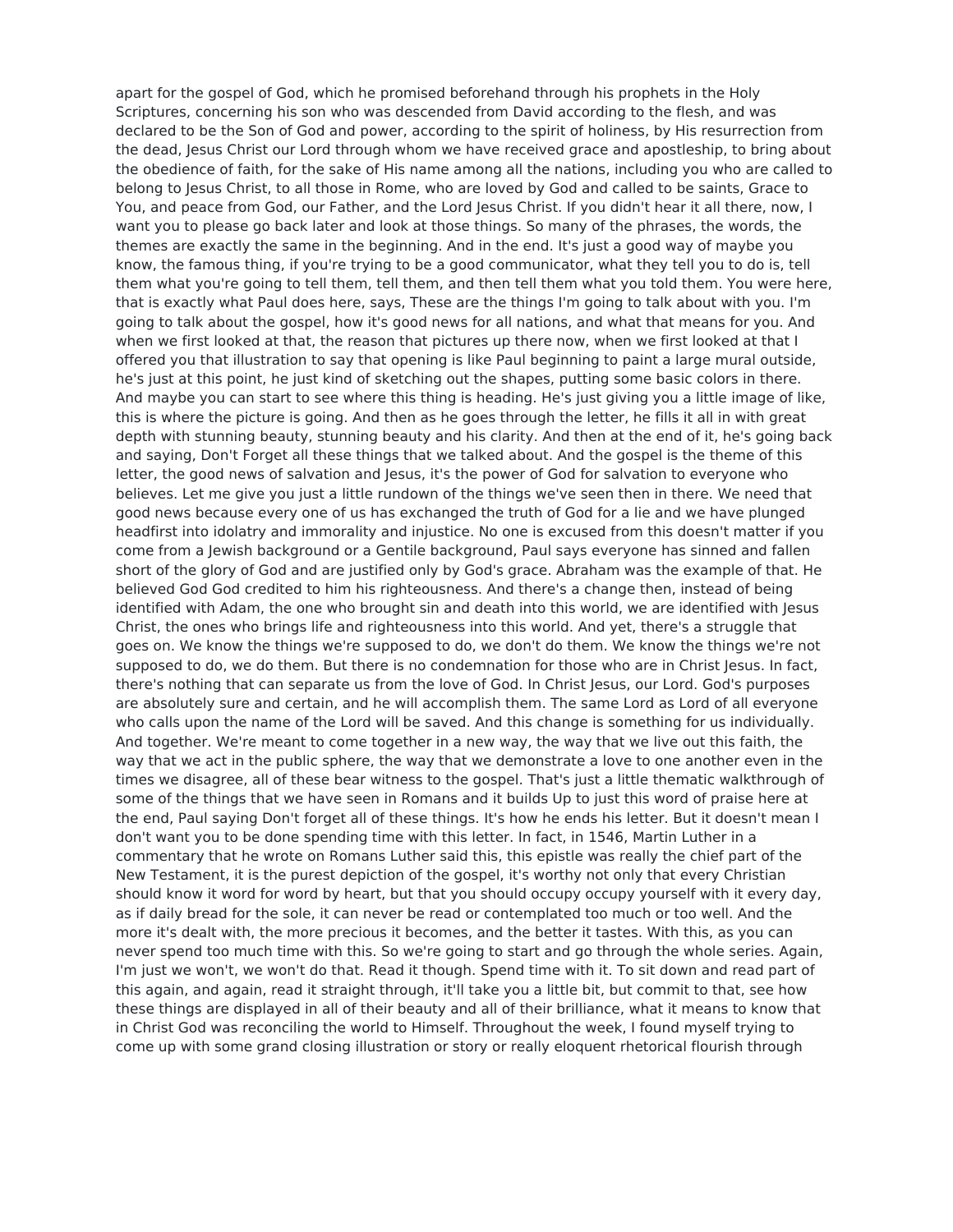apart for the gospel of God, which he promised beforehand through his prophets in the Holy Scriptures, concerning his son who was descended from David according to the flesh, and was declared to be the Son of God and power, according to the spirit of holiness, by His resurrection from the dead, Jesus Christ our Lord through whom we have received grace and apostleship, to bring about the obedience of faith, for the sake of His name among all the nations, including you who are called to belong to Jesus Christ, to all those in Rome, who are loved by God and called to be saints, Grace to You, and peace from God, our Father, and the Lord Jesus Christ. If you didn't hear it all there, now, I want you to please go back later and look at those things. So many of the phrases, the words, the themes are exactly the same in the beginning. And in the end. It's just a good way of maybe you know, the famous thing, if you're trying to be a good communicator, what they tell you to do is, tell them what you're going to tell them, tell them, and then tell them what you told them. You were here, that is exactly what Paul does here, says, These are the things I'm going to talk about with you. I'm going to talk about the gospel, how it's good news for all nations, and what that means for you. And when we first looked at that, the reason that pictures up there now, when we first looked at that I offered you that illustration to say that opening is like Paul beginning to paint a large mural outside, he's just at this point, he just kind of sketching out the shapes, putting some basic colors in there. And maybe you can start to see where this thing is heading. He's just giving you a little image of like, this is where the picture is going. And then as he goes through the letter, he fills it all in with great depth with stunning beauty, stunning beauty and his clarity. And then at the end of it, he's going back and saying, Don't Forget all these things that we talked about. And the gospel is the theme of this letter, the good news of salvation and Jesus, it's the power of God for salvation to everyone who believes. Let me give you just a little rundown of the things we've seen then in there. We need that good news because every one of us has exchanged the truth of God for a lie and we have plunged headfirst into idolatry and immorality and injustice. No one is excused from this doesn't matter if you come from a Jewish background or a Gentile background, Paul says everyone has sinned and fallen short of the glory of God and are justified only by God's grace. Abraham was the example of that. He believed God God credited to him his righteousness. And there's a change then, instead of being identified with Adam, the one who brought sin and death into this world, we are identified with Jesus Christ, the ones who brings life and righteousness into this world. And yet, there's a struggle that goes on. We know the things we're supposed to do, we don't do them. We know the things we're not supposed to do, we do them. But there is no condemnation for those who are in Christ Jesus. In fact, there's nothing that can separate us from the love of God. In Christ Jesus, our Lord. God's purposes are absolutely sure and certain, and he will accomplish them. The same Lord as Lord of all everyone who calls upon the name of the Lord will be saved. And this change is something for us individually. And together. We're meant to come together in a new way, the way that we live out this faith, the way that we act in the public sphere, the way that we demonstrate a love to one another even in the times we disagree, all of these bear witness to the gospel. That's just a little thematic walkthrough of some of the things that we have seen in Romans and it builds Up to just this word of praise here at the end, Paul saying Don't forget all of these things. It's how he ends his letter. But it doesn't mean I don't want you to be done spending time with this letter. In fact, in 1546, Martin Luther in a commentary that he wrote on Romans Luther said this, this epistle was really the chief part of the New Testament, it is the purest depiction of the gospel, it's worthy not only that every Christian should know it word for word by heart, but that you should occupy occupy yourself with it every day, as if daily bread for the sole, it can never be read or contemplated too much or too well. And the more it's dealt with, the more precious it becomes, and the better it tastes. With this, as you can never spend too much time with this. So we're going to start and go through the whole series. Again, I'm just we won't, we won't do that. Read it though. Spend time with it. To sit down and read part of this again, and again, read it straight through, it'll take you a little bit, but commit to that, see how these things are displayed in all of their beauty and all of their brilliance, what it means to know that in Christ God was reconciling the world to Himself. Throughout the week, I found myself trying to come up with some grand closing illustration or story or really eloquent rhetorical flourish through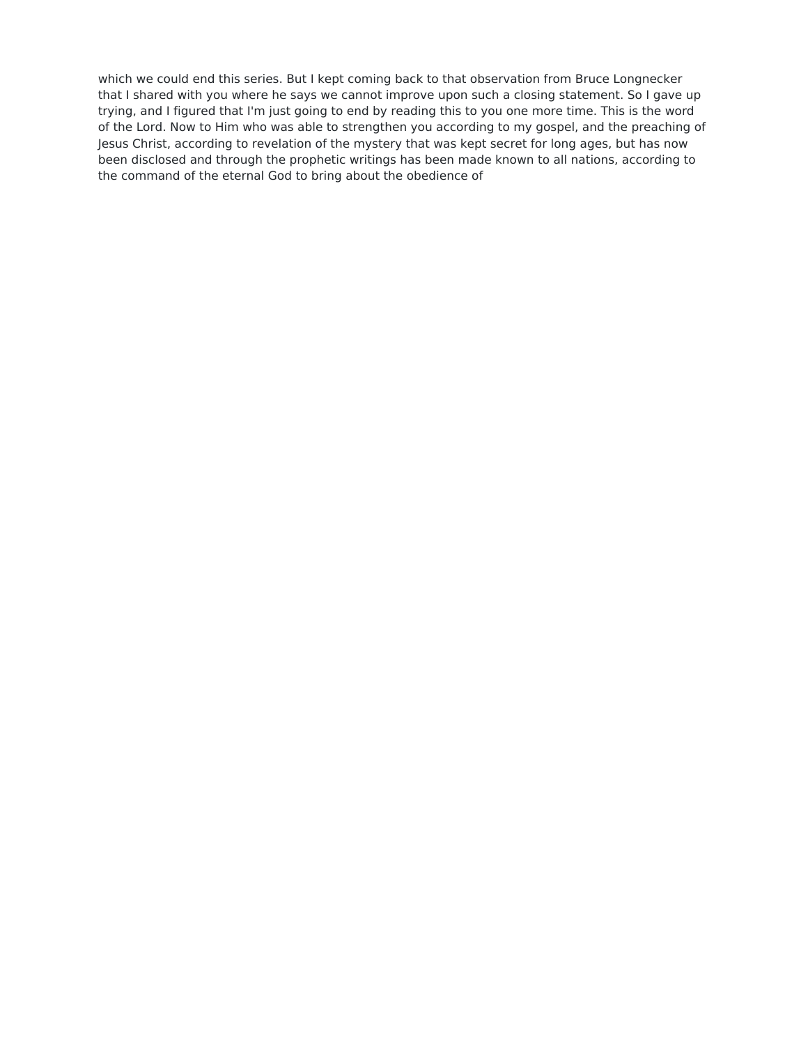which we could end this series. But I kept coming back to that observation from Bruce Longnecker that I shared with you where he says we cannot improve upon such a closing statement. So I gave up trying, and I figured that I'm just going to end by reading this to you one more time. This is the word of the Lord. Now to Him who was able to strengthen you according to my gospel, and the preaching of Jesus Christ, according to revelation of the mystery that was kept secret for long ages, but has now been disclosed and through the prophetic writings has been made known to all nations, according to the command of the eternal God to bring about the obedience of